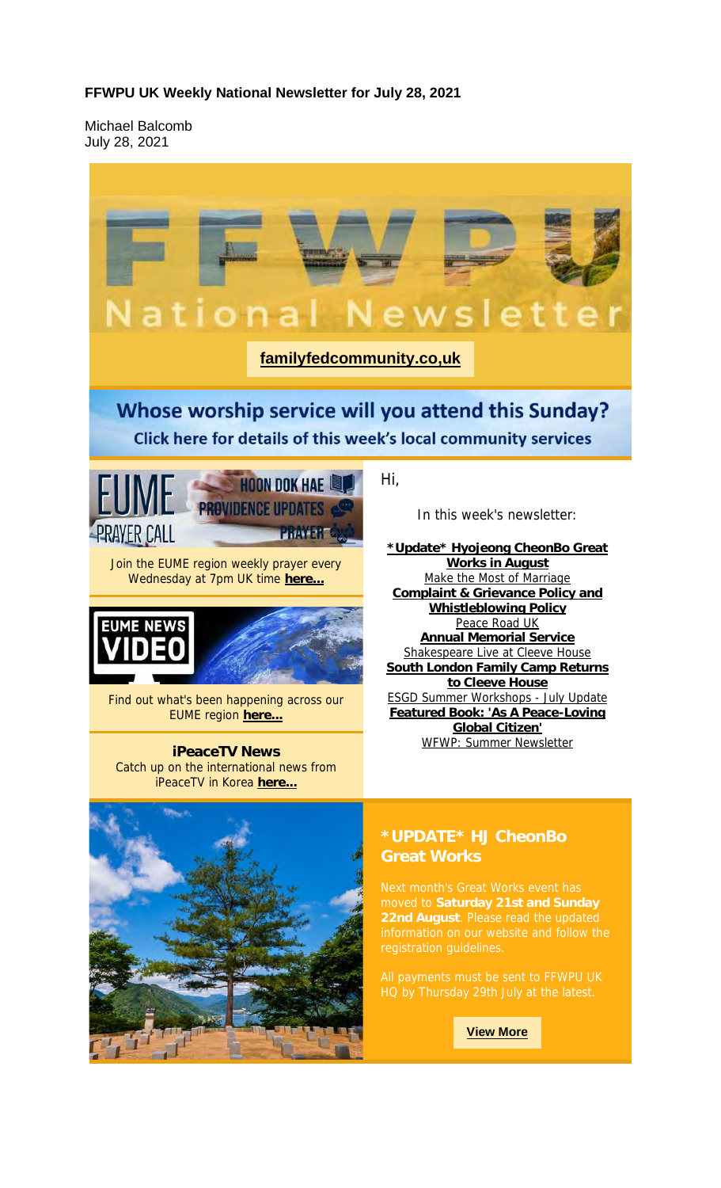**FFWPU UK Weekly National Newsletter for July 28, 2021**

Michael Balcomb
July 28, 2021

# FFWPU National Newsletter

**familyfedcommunity.co,uk**

## Whose worship service will you attend this Sunday?

**Click here for details of this week's local community services**

EUME PRAYER CALL – HOON DOK HAE, PROVIDENCE UPDATES, PRAYER

Join the EUME region weekly prayer every Wednesday at 7pm UK time **here...**

EUME NEWS VIDEO

Find out what's been happening across our EUME region **here...**

**iPeaceTV News**
Catch up on the international news from iPeaceTV in Korea **here...**

Hi,

In this week's newsletter:

- **\*Update\* Hyojeong CheonBo Great Works in August**
- Make the Most of Marriage
- **Complaint & Grievance Policy and Whistleblowing Policy**
- Peace Road UK
- **Annual Memorial Service**
- Shakespeare Live at Cleeve House
- **South London Family Camp Returns to Cleeve House**
- ESGD Summer Workshops - July Update
- **Featured Book: 'As A Peace-Loving Global Citizen'**
- WFWP: Summer Newsletter

## \*UPDATE\* HJ CheonBo Great Works

Next month's Great Works event has moved to **Saturday 21st and Sunday 22nd August**. Please read the updated information on our website and follow the registration guidelines.

All payments must be sent to FFWPU UK HQ by Thursday 29th July at the latest.

**View More**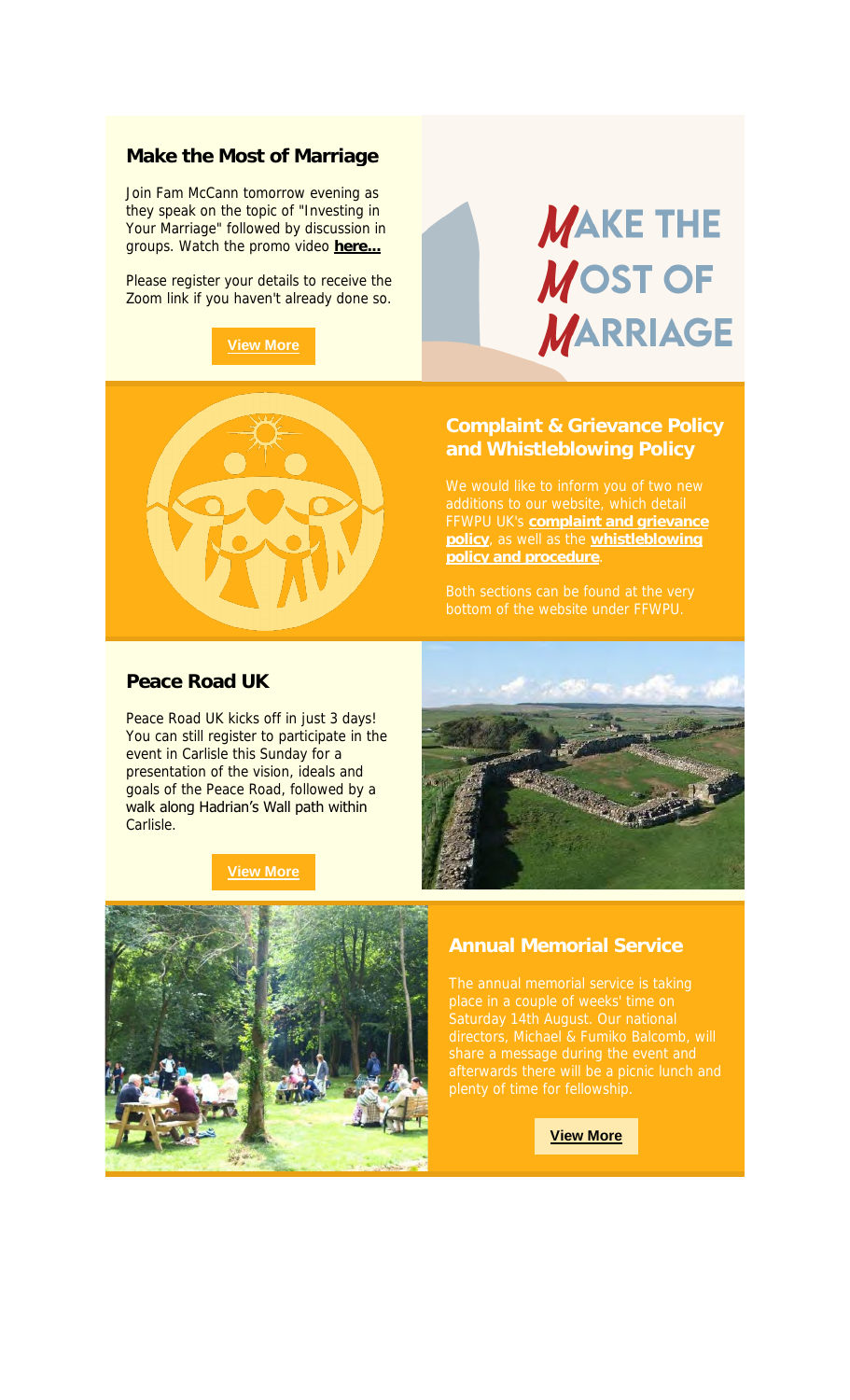## Make the Most of Marriage

Join Fam McCann tomorrow evening as they speak on the topic of "Investing in Your Marriage" followed by discussion in groups. Watch the promo video **here...**

Please register your details to receive the Zoom link if you haven't already done so.

**View More**

MAKE THE MOST OF MARRIAGE

## Complaint & Grievance Policy and Whistleblowing Policy

We would like to inform you of two new additions to our website, which detail FFWPU UK's **complaint and grievance policy**, as well as the **whistleblowing policy and procedure**.

Both sections can be found at the very bottom of the website under FFWPU.

## Peace Road UK

Peace Road UK kicks off in just 3 days! You can still register to participate in the event in Carlisle this Sunday for a presentation of the vision, ideals and goals of the Peace Road, followed by a walk along Hadrian's Wall path within Carlisle.

**View More**

## Annual Memorial Service

The annual memorial service is taking place in a couple of weeks' time on Saturday 14th August. Our national directors, Michael & Fumiko Balcomb, will share a message during the event and afterwards there will be a picnic lunch and plenty of time for fellowship.

**View More**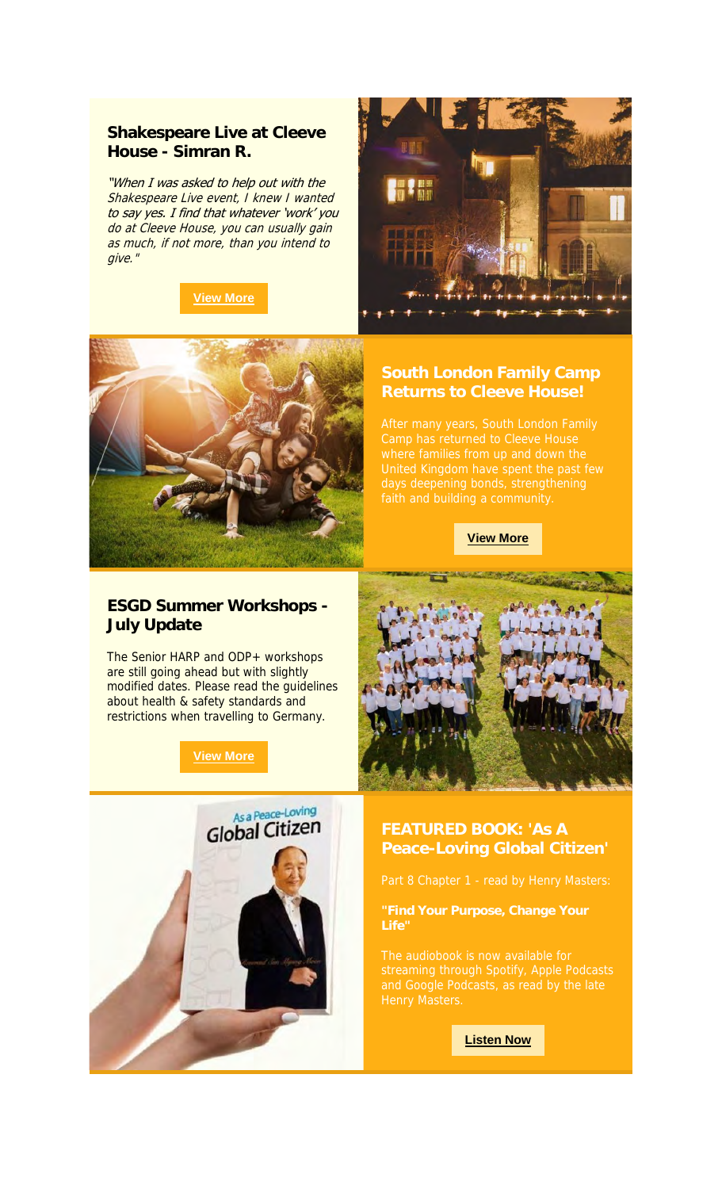## Shakespeare Live at Cleeve House - Simran R.

*"When I was asked to help out with the Shakespeare Live event, I knew I wanted to say yes. I find that whatever 'work' you do at Cleeve House, you can usually gain as much, if not more, than you intend to give."*

**View More**

## South London Family Camp Returns to Cleeve House!

After many years, South London Family Camp has returned to Cleeve House where families from up and down the United Kingdom have spent the past few days deepening bonds, strengthening faith and building a community.

**View More**

## ESGD Summer Workshops - July Update

The Senior HARP and ODP+ workshops are still going ahead but with slightly modified dates. Please read the guidelines about health & safety standards and restrictions when travelling to Germany.

**View More**

## FEATURED BOOK: 'As A Peace-Loving Global Citizen'

Part 8 Chapter 1 - read by Henry Masters:

**"Find Your Purpose, Change Your Life"**

The audiobook is now available for streaming through Spotify, Apple Podcasts and Google Podcasts, as read by the late Henry Masters.

**Listen Now**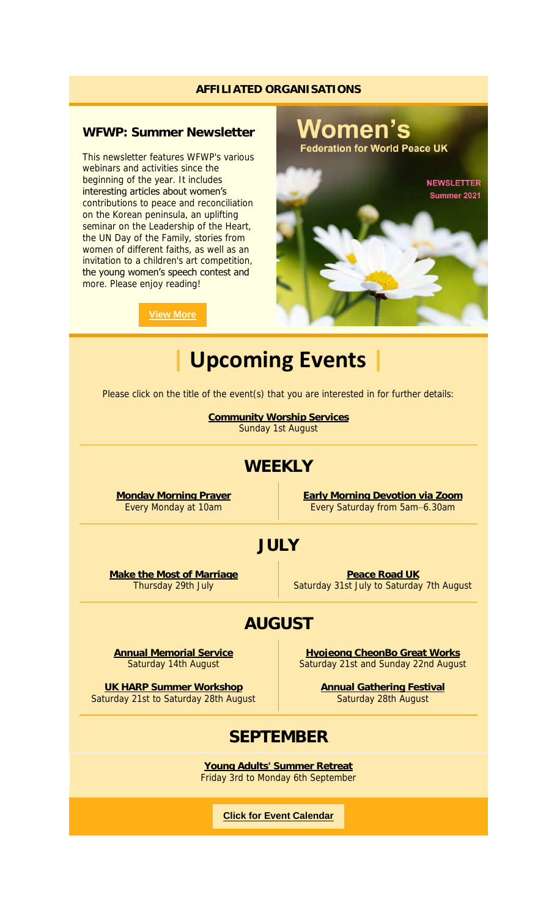## AFFILIATED ORGANISATIONS

### WFWP: Summer Newsletter

This newsletter features WFWP's various webinars and activities since the beginning of the year. It includes interesting articles about women's contributions to peace and reconciliation on the Korean peninsula, an uplifting seminar on the Leadership of the Heart, the UN Day of the Family, stories from women of different faiths, as well as an invitation to a children's art competition, the young women's speech contest and more. Please enjoy reading!

**View More**

Women's
Federation for World Peace UK

NEWSLETTER
Summer 2021

# | Upcoming Events |

Please click on the title of the event(s) that you are interested in for further details:

**Community Worship Services**
Sunday 1st August

## WEEKLY

**Monday Morning Prayer**
Every Monday at 10am

**Early Morning Devotion via Zoom**
Every Saturday from 5am–6.30am

## JULY

**Make the Most of Marriage**
Thursday 29th July

**Peace Road UK**
Saturday 31st July to Saturday 7th August

## AUGUST

**Annual Memorial Service**
Saturday 14th August

**UK HARP Summer Workshop**
Saturday 21st to Saturday 28th August

**Hyojeong CheonBo Great Works**
Saturday 21st and Sunday 22nd August

**Annual Gathering Festival**
Saturday 28th August

## SEPTEMBER

**Young Adults' Summer Retreat**
Friday 3rd to Monday 6th September

**Click for Event Calendar**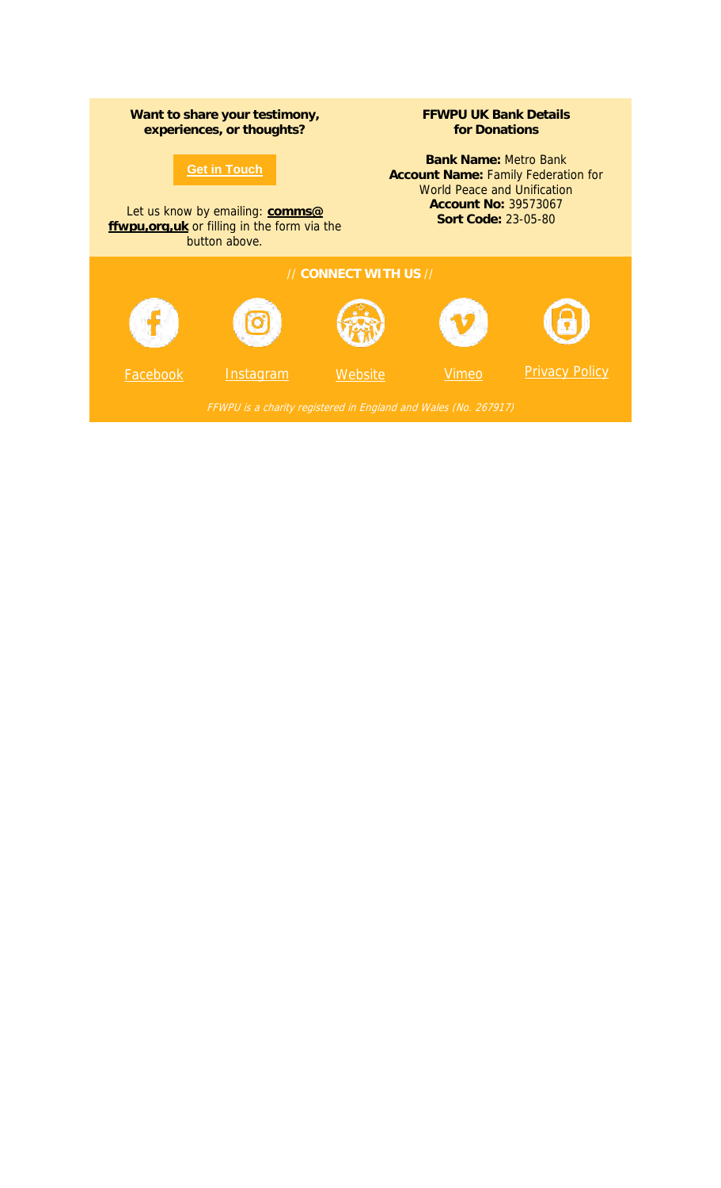**Want to share your testimony, experiences, or thoughts?**

**Get in Touch**

Let us know by emailing: **comms@ffwpu,org,uk** or filling in the form via the button above.

**FFWPU UK Bank Details for Donations**

**Bank Name:** Metro Bank
**Account Name:** Family Federation for World Peace and Unification
**Account No:** 39573067
**Sort Code:** 23-05-80

// **CONNECT WITH US** //

Facebook | Instagram | Website | Vimeo | Privacy Policy

*FFWPU is a charity registered in England and Wales (No. 267917)*